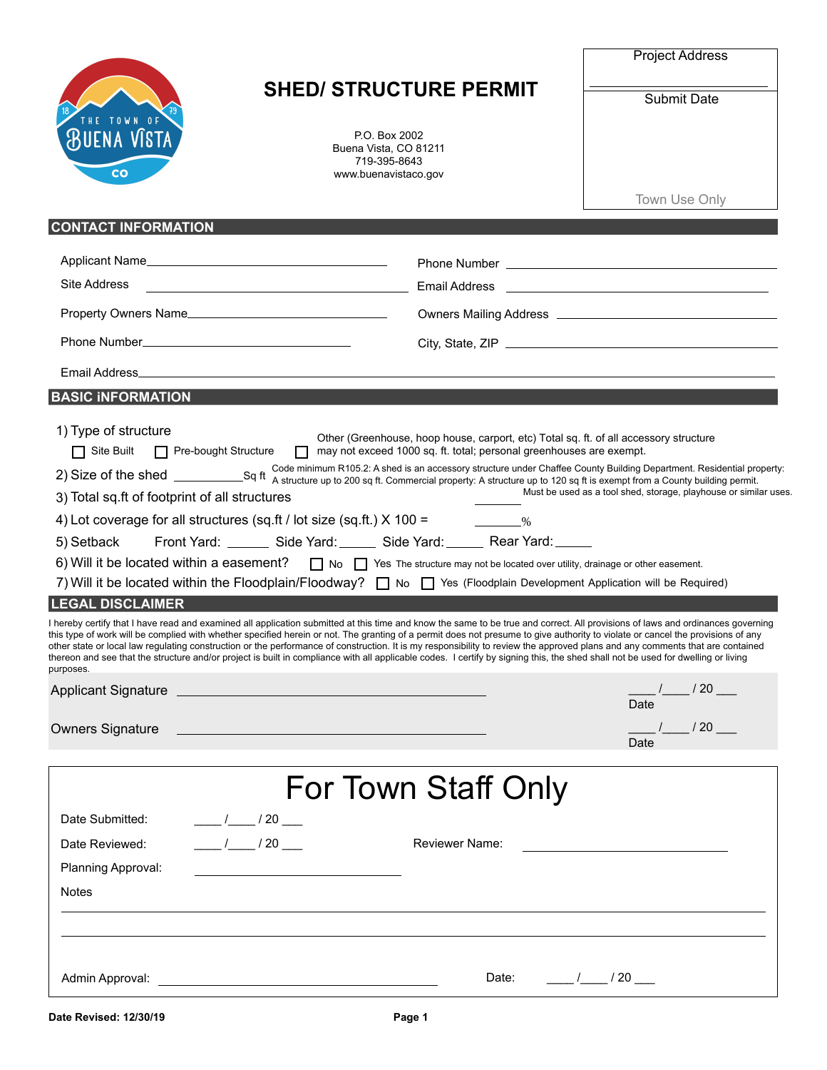THE TOWN OF BUENA VISTA CO 18 79

# SHED/ STRUCTURE PERMIT

P.O. Box 2002
Buena Vista, CO 81211
719-395-8643
www.buenavistaco.gov

| Project Address |
| --- |
| |
| Submit Date |
| |
| Town Use Only |

## CONTACT INFORMATION

Applicant Name________________________________ Phone Number ________________________________

Site Address ________________________________ Email Address ________________________________

Property Owners Name________________________________ Owners Mailing Address ________________________________

Phone Number________________________________ City, State, ZIP ________________________________

Email Address________________________________________________________________

## BASIC INFORMATION

1) Type of structure

☐ Site Built ☐ Pre-bought Structure ☐ Other (Greenhouse, hoop house, carport, etc) Total sq. ft. of all accessory structure may not exceed 1000 sq. ft. total; personal greenhouses are exempt.

2) Size of the shed __________Sq ft Code minimum R105.2: A shed is an accessory structure under Chaffee County Building Department. Residential property: A structure up to 200 sq ft. Commercial property: A structure up to 120 sq ft is exempt from a County building permit. Must be used as a tool shed, storage, playhouse or similar uses.

3) Total sq.ft of footprint of all structures ________

4) Lot coverage for all structures (sq.ft / lot size (sq.ft.) X 100 = _______%

5) Setback Front Yard: ______ Side Yard: _____ Side Yard: _____ Rear Yard: _____

6) Will it be located within a easement? ☐ No ☐ Yes The structure may not be located over utility, drainage or other easement.

7) Will it be located within the Floodplain/Floodway? ☐ No ☐ Yes (Floodplain Development Application will be Required)

## LEGAL DISCLAIMER

I hereby certify that I have read and examined all application submitted at this time and know the same to be true and correct. All provisions of laws and ordinances governing this type of work will be complied with whether specified herein or not. The granting of a permit does not presume to give authority to violate or cancel the provisions of any other state or local law regulating construction or the performance of construction. It is my responsibility to review the approved plans and any comments that are contained thereon and see that the structure and/or project is built in compliance with all applicable codes. I certify by signing this, the shed shall not be used for dwelling or living purposes.

Applicant Signature ________________________________ ____/____/ 20 ___
Date

Owners Signature ________________________________ ____/____/ 20 ___
Date

# For Town Staff Only

Date Submitted: ____/____/ 20 ___

Date Reviewed: ____/____/ 20 ___ Reviewer Name: ________________________

Planning Approval: ________________________

Notes

________________________________________________________________

________________________________________________________________

Admin Approval: ________________________________ Date: ____/____/ 20 ___

Date Revised: 12/30/19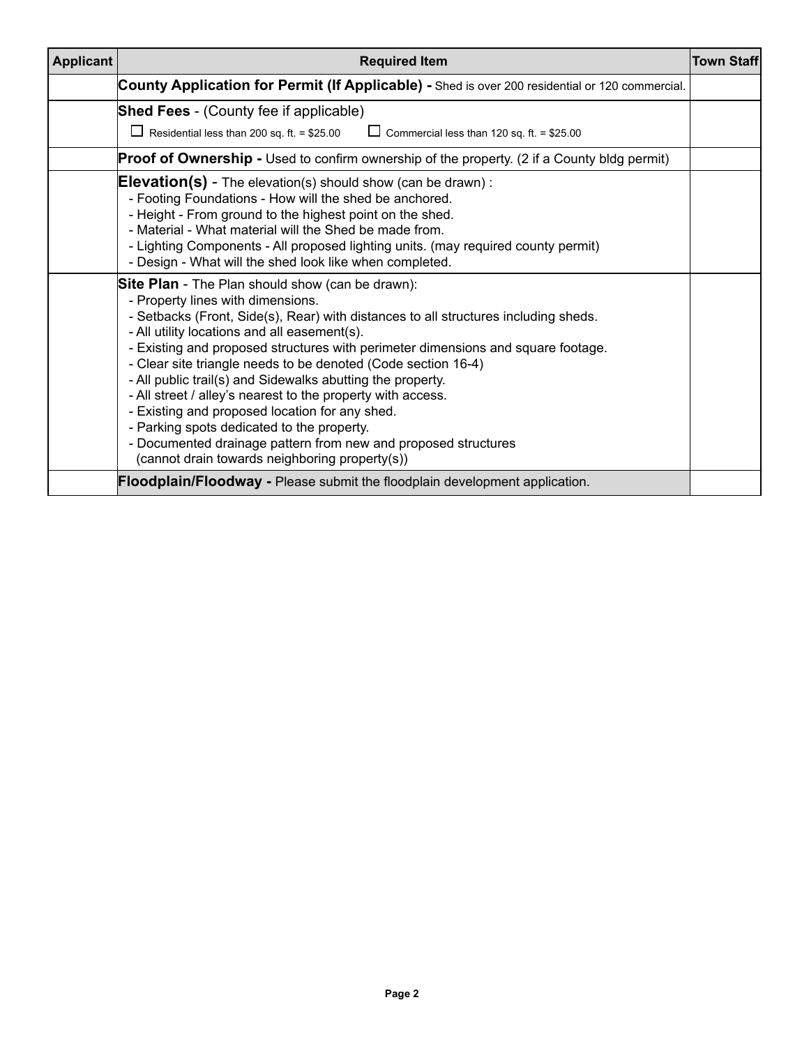| Applicant | Required Item | Town Staff |
|---|---|---|
| | **County Application for Permit (If Applicable) -** Shed is over 200 residential or 120 commercial. | |
| | **Shed Fees** - (County fee if applicable)<br>☐ Residential less than 200 sq. ft. = $25.00 ☐ Commercial less than 120 sq. ft. = $25.00 | |
| | **Proof of Ownership -** Used to confirm ownership of the property. (2 if a County bldg permit) | |
| | **Elevation(s)** - The elevation(s) should show (can be drawn) :<br>- Footing Foundations - How will the shed be anchored.<br>- Height - From ground to the highest point on the shed.<br>- Material - What material will the Shed be made from.<br>- Lighting Components - All proposed lighting units. (may required county permit)<br>- Design - What will the shed look like when completed. | |
| | **Site Plan** - The Plan should show (can be drawn):<br>- Property lines with dimensions.<br>- Setbacks (Front, Side(s), Rear) with distances to all structures including sheds.<br>- All utility locations and all easement(s).<br>- Existing and proposed structures with perimeter dimensions and square footage.<br>- Clear site triangle needs to be denoted (Code section 16-4)<br>- All public trail(s) and Sidewalks abutting the property.<br>- All street / alley's nearest to the property with access.<br>- Existing and proposed location for any shed.<br>- Parking spots dedicated to the property.<br>- Documented drainage pattern from new and proposed structures (cannot drain towards neighboring property(s)) | |
| | **Floodplain/Floodway -** Please submit the floodplain development application. | |